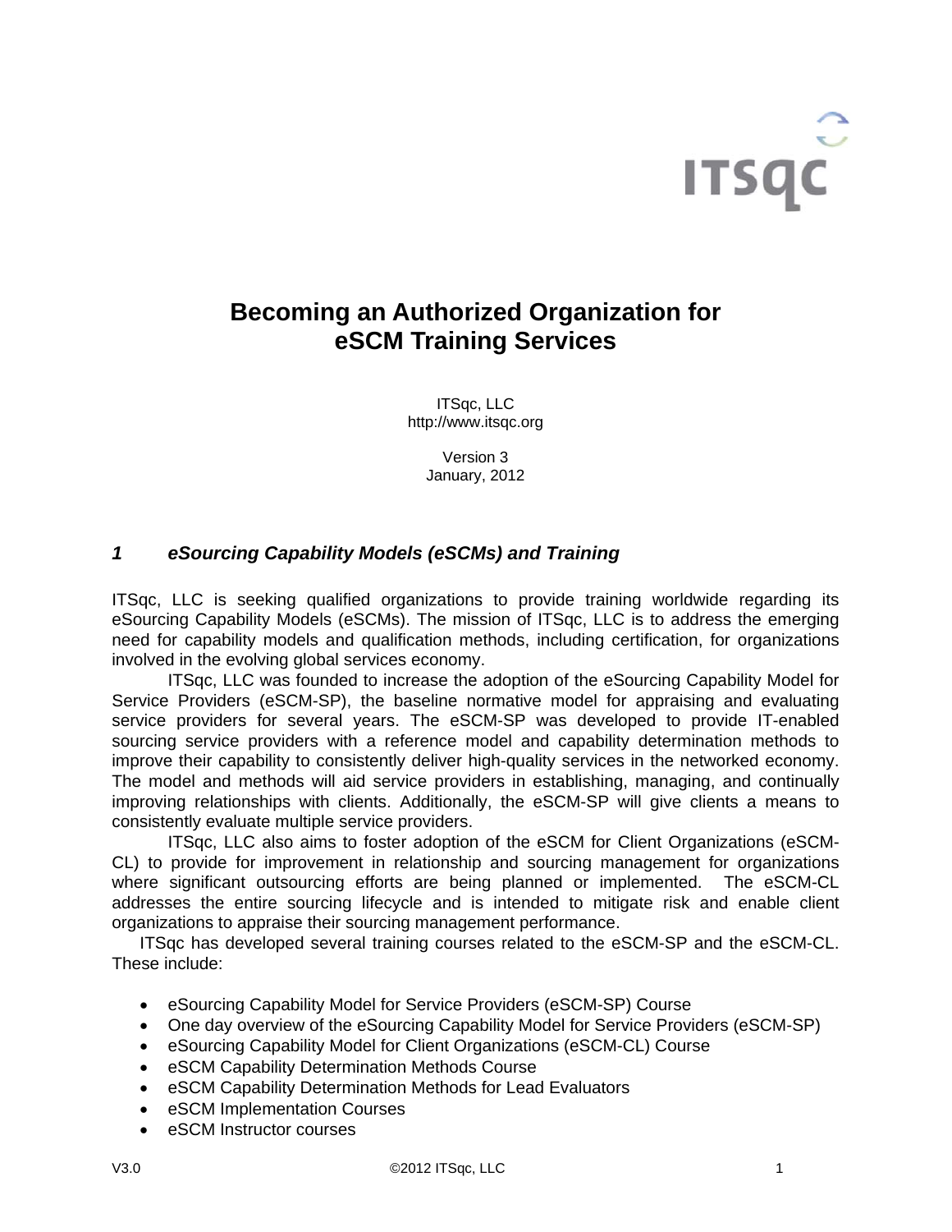# Becoming an Authorized Organization for eSCM Training Services

ITSqc, LLC
http://www.itsqc.org

Version 3
January, 2012

## *1 eSourcing Capability Models (eSCMs) and Training*

ITSqc, LLC is seeking qualified organizations to provide training worldwide regarding its eSourcing Capability Models (eSCMs). The mission of ITSqc, LLC is to address the emerging need for capability models and qualification methods, including certification, for organizations involved in the evolving global services economy.

ITSqc, LLC was founded to increase the adoption of the eSourcing Capability Model for Service Providers (eSCM-SP), the baseline normative model for appraising and evaluating service providers for several years. The eSCM-SP was developed to provide IT-enabled sourcing service providers with a reference model and capability determination methods to improve their capability to consistently deliver high-quality services in the networked economy. The model and methods will aid service providers in establishing, managing, and continually improving relationships with clients. Additionally, the eSCM-SP will give clients a means to consistently evaluate multiple service providers.

ITSqc, LLC also aims to foster adoption of the eSCM for Client Organizations (eSCM-CL) to provide for improvement in relationship and sourcing management for organizations where significant outsourcing efforts are being planned or implemented. The eSCM-CL addresses the entire sourcing lifecycle and is intended to mitigate risk and enable client organizations to appraise their sourcing management performance.

ITSqc has developed several training courses related to the eSCM-SP and the eSCM-CL. These include:

- eSourcing Capability Model for Service Providers (eSCM-SP) Course
- One day overview of the eSourcing Capability Model for Service Providers (eSCM-SP)
- eSourcing Capability Model for Client Organizations (eSCM-CL) Course
- eSCM Capability Determination Methods Course
- eSCM Capability Determination Methods for Lead Evaluators
- eSCM Implementation Courses
- eSCM Instructor courses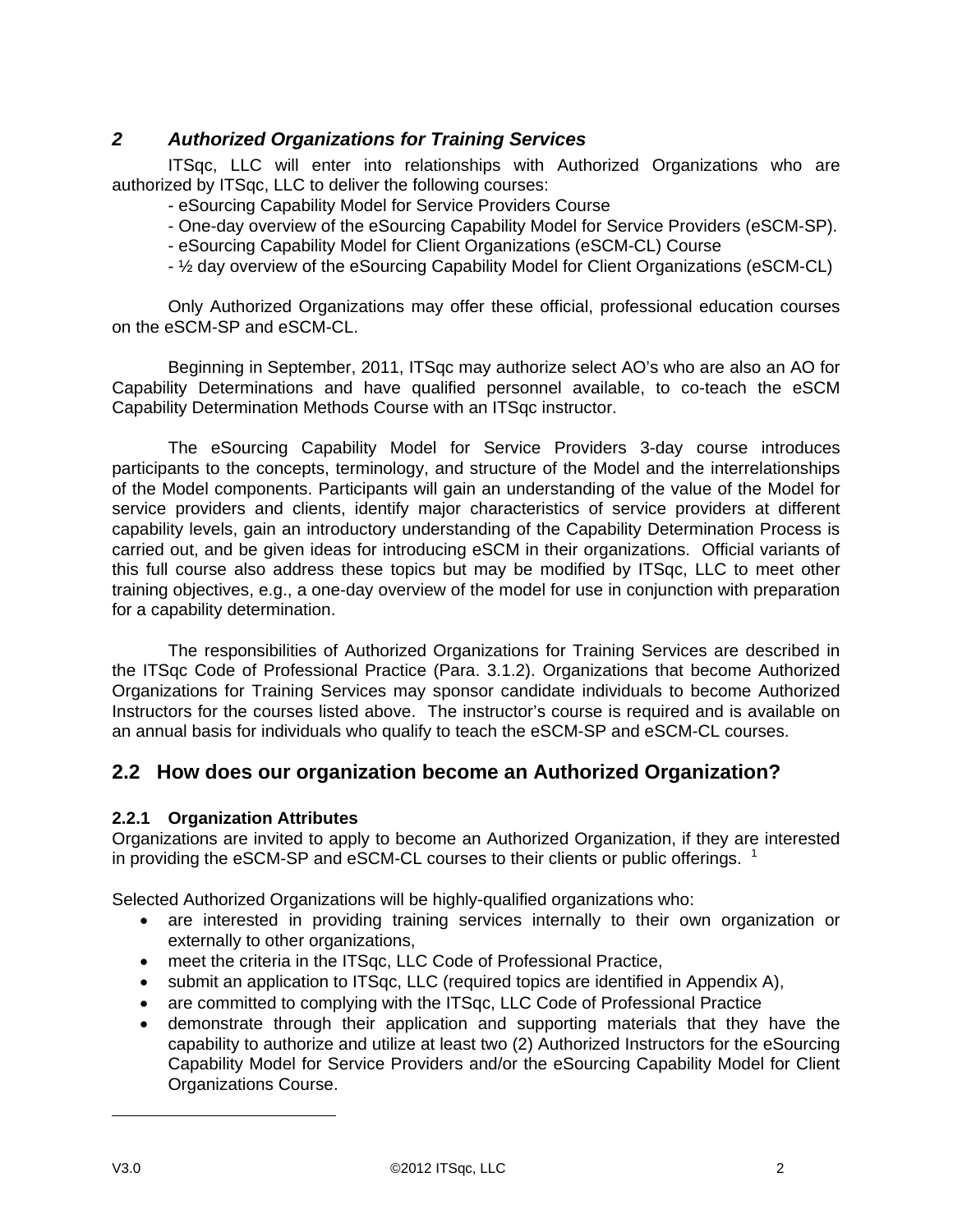## *2 Authorized Organizations for Training Services*

ITSqc, LLC will enter into relationships with Authorized Organizations who are authorized by ITSqc, LLC to deliver the following courses:

- eSourcing Capability Model for Service Providers Course
- One-day overview of the eSourcing Capability Model for Service Providers (eSCM-SP).
- eSourcing Capability Model for Client Organizations (eSCM-CL) Course
- ½ day overview of the eSourcing Capability Model for Client Organizations (eSCM-CL)

Only Authorized Organizations may offer these official, professional education courses on the eSCM-SP and eSCM-CL.

Beginning in September, 2011, ITSqc may authorize select AO's who are also an AO for Capability Determinations and have qualified personnel available, to co-teach the eSCM Capability Determination Methods Course with an ITSqc instructor.

The eSourcing Capability Model for Service Providers 3-day course introduces participants to the concepts, terminology, and structure of the Model and the interrelationships of the Model components. Participants will gain an understanding of the value of the Model for service providers and clients, identify major characteristics of service providers at different capability levels, gain an introductory understanding of the Capability Determination Process is carried out, and be given ideas for introducing eSCM in their organizations. Official variants of this full course also address these topics but may be modified by ITSqc, LLC to meet other training objectives, e.g., a one-day overview of the model for use in conjunction with preparation for a capability determination.

The responsibilities of Authorized Organizations for Training Services are described in the ITSqc Code of Professional Practice (Para. 3.1.2). Organizations that become Authorized Organizations for Training Services may sponsor candidate individuals to become Authorized Instructors for the courses listed above. The instructor's course is required and is available on an annual basis for individuals who qualify to teach the eSCM-SP and eSCM-CL courses.

## 2.2 How does our organization become an Authorized Organization?

### 2.2.1 Organization Attributes

Organizations are invited to apply to become an Authorized Organization, if they are interested in providing the eSCM-SP and eSCM-CL courses to their clients or public offerings. [1]

Selected Authorized Organizations will be highly-qualified organizations who:

- are interested in providing training services internally to their own organization or externally to other organizations,
- meet the criteria in the ITSqc, LLC Code of Professional Practice,
- submit an application to ITSqc, LLC (required topics are identified in Appendix A),
- are committed to complying with the ITSqc, LLC Code of Professional Practice
- demonstrate through their application and supporting materials that they have the capability to authorize and utilize at least two (2) Authorized Instructors for the eSourcing Capability Model for Service Providers and/or the eSourcing Capability Model for Client Organizations Course.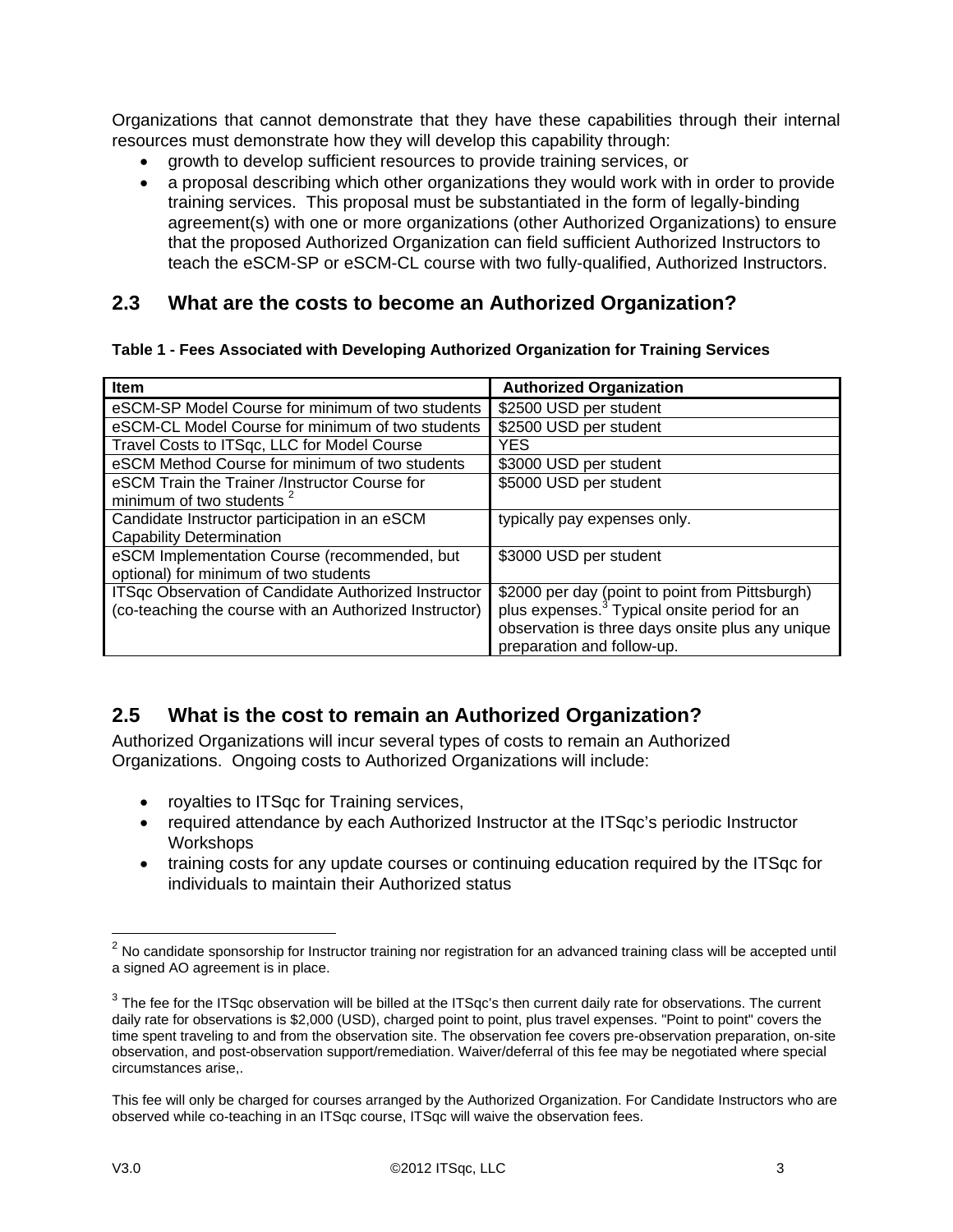Organizations that cannot demonstrate that they have these capabilities through their internal resources must demonstrate how they will develop this capability through:

- growth to develop sufficient resources to provide training services, or
- a proposal describing which other organizations they would work with in order to provide training services. This proposal must be substantiated in the form of legally-binding agreement(s) with one or more organizations (other Authorized Organizations) to ensure that the proposed Authorized Organization can field sufficient Authorized Instructors to teach the eSCM-SP or eSCM-CL course with two fully-qualified, Authorized Instructors.

## 2.3 What are the costs to become an Authorized Organization?

**Table 1 - Fees Associated with Developing Authorized Organization for Training Services**

| Item | Authorized Organization |
|---|---|
| eSCM-SP Model Course for minimum of two students | $2500 USD per student |
| eSCM-CL Model Course for minimum of two students | $2500 USD per student |
| Travel Costs to ITSqc, LLC for Model Course | YES |
| eSCM Method Course for minimum of two students | $3000 USD per student |
| eSCM Train the Trainer /Instructor Course for minimum of two students [2] | $5000 USD per student |
| Candidate Instructor participation in an eSCM Capability Determination | typically pay expenses only. |
| eSCM Implementation Course (recommended, but optional) for minimum of two students | $3000 USD per student |
| ITSqc Observation of Candidate Authorized Instructor (co-teaching the course with an Authorized Instructor) | $2000 per day (point to point from Pittsburgh) plus expenses.[3] Typical onsite period for an observation is three days onsite plus any unique preparation and follow-up. |

## 2.5 What is the cost to remain an Authorized Organization?

Authorized Organizations will incur several types of costs to remain an Authorized Organizations. Ongoing costs to Authorized Organizations will include:

- royalties to ITSqc for Training services,
- required attendance by each Authorized Instructor at the ITSqc's periodic Instructor Workshops
- training costs for any update courses or continuing education required by the ITSqc for individuals to maintain their Authorized status

---

[2] No candidate sponsorship for Instructor training nor registration for an advanced training class will be accepted until a signed AO agreement is in place.

[3] The fee for the ITSqc observation will be billed at the ITSqc's then current daily rate for observations. The current daily rate for observations is $2,000 (USD), charged point to point, plus travel expenses. "Point to point" covers the time spent traveling to and from the observation site. The observation fee covers pre-observation preparation, on-site observation, and post-observation support/remediation. Waiver/deferral of this fee may be negotiated where special circumstances arise,.

This fee will only be charged for courses arranged by the Authorized Organization. For Candidate Instructors who are observed while co-teaching in an ITSqc course, ITSqc will waive the observation fees.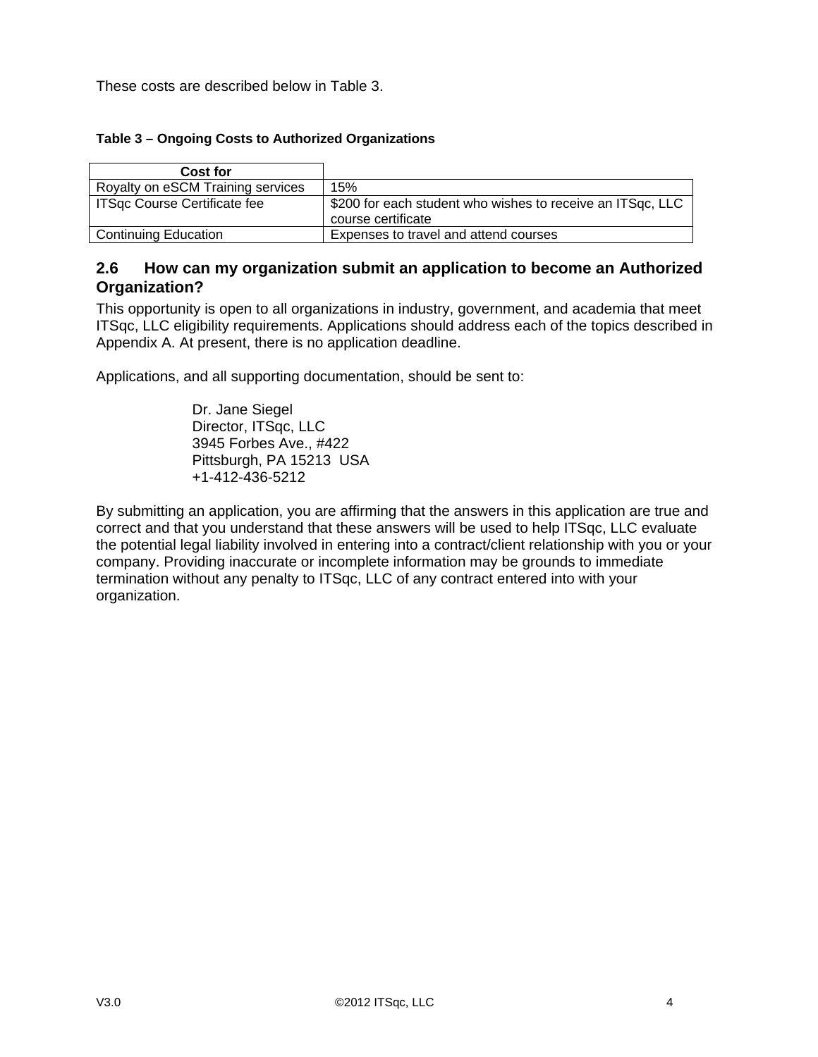These costs are described below in Table 3.

**Table 3 – Ongoing Costs to Authorized Organizations**

| Cost for | |
|---|---|
| Royalty on eSCM Training services | 15% |
| ITSqc Course Certificate fee | $200 for each student who wishes to receive an ITSqc, LLC course certificate |
| Continuing Education | Expenses to travel and attend courses |

## 2.6 How can my organization submit an application to become an Authorized Organization?

This opportunity is open to all organizations in industry, government, and academia that meet ITSqc, LLC eligibility requirements. Applications should address each of the topics described in Appendix A. At present, there is no application deadline.

Applications, and all supporting documentation, should be sent to:

> Dr. Jane Siegel
> Director, ITSqc, LLC
> 3945 Forbes Ave., #422
> Pittsburgh, PA 15213 USA
> +1-412-436-5212

By submitting an application, you are affirming that the answers in this application are true and correct and that you understand that these answers will be used to help ITSqc, LLC evaluate the potential legal liability involved in entering into a contract/client relationship with you or your company. Providing inaccurate or incomplete information may be grounds to immediate termination without any penalty to ITSqc, LLC of any contract entered into with your organization.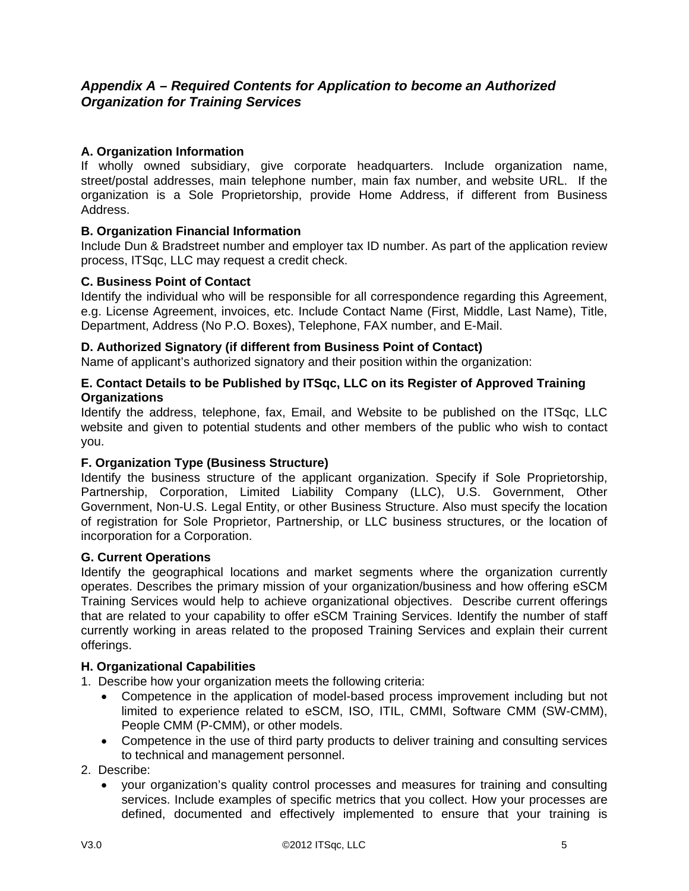## *Appendix A – Required Contents for Application to become an Authorized Organization for Training Services*

**A. Organization Information**

If wholly owned subsidiary, give corporate headquarters. Include organization name, street/postal addresses, main telephone number, main fax number, and website URL. If the organization is a Sole Proprietorship, provide Home Address, if different from Business Address.

**B. Organization Financial Information**

Include Dun & Bradstreet number and employer tax ID number. As part of the application review process, ITSqc, LLC may request a credit check.

**C. Business Point of Contact**

Identify the individual who will be responsible for all correspondence regarding this Agreement, e.g. License Agreement, invoices, etc. Include Contact Name (First, Middle, Last Name), Title, Department, Address (No P.O. Boxes), Telephone, FAX number, and E-Mail.

**D. Authorized Signatory (if different from Business Point of Contact)**

Name of applicant's authorized signatory and their position within the organization:

**E. Contact Details to be Published by ITSqc, LLC on its Register of Approved Training Organizations**

Identify the address, telephone, fax, Email, and Website to be published on the ITSqc, LLC website and given to potential students and other members of the public who wish to contact you.

**F. Organization Type (Business Structure)**

Identify the business structure of the applicant organization. Specify if Sole Proprietorship, Partnership, Corporation, Limited Liability Company (LLC), U.S. Government, Other Government, Non-U.S. Legal Entity, or other Business Structure. Also must specify the location of registration for Sole Proprietor, Partnership, or LLC business structures, or the location of incorporation for a Corporation.

**G. Current Operations**

Identify the geographical locations and market segments where the organization currently operates. Describes the primary mission of your organization/business and how offering eSCM Training Services would help to achieve organizational objectives. Describe current offerings that are related to your capability to offer eSCM Training Services. Identify the number of staff currently working in areas related to the proposed Training Services and explain their current offerings.

**H. Organizational Capabilities**

1. Describe how your organization meets the following criteria:
   - Competence in the application of model-based process improvement including but not limited to experience related to eSCM, ISO, ITIL, CMMI, Software CMM (SW-CMM), People CMM (P-CMM), or other models.
   - Competence in the use of third party products to deliver training and consulting services to technical and management personnel.
2. Describe:
   - your organization's quality control processes and measures for training and consulting services. Include examples of specific metrics that you collect. How your processes are defined, documented and effectively implemented to ensure that your training is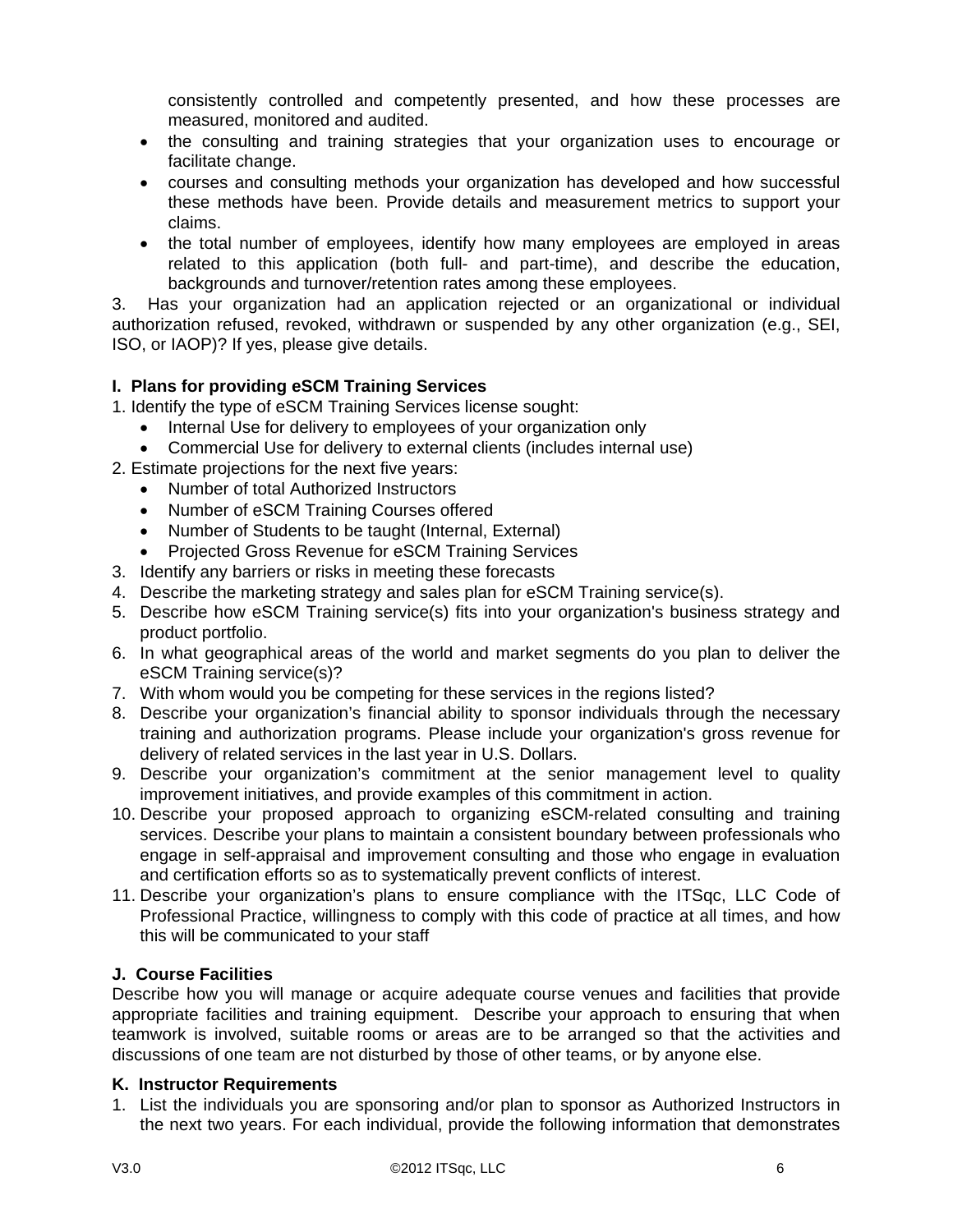consistently controlled and competently presented, and how these processes are measured, monitored and audited.

- the consulting and training strategies that your organization uses to encourage or facilitate change.
- courses and consulting methods your organization has developed and how successful these methods have been. Provide details and measurement metrics to support your claims.
- the total number of employees, identify how many employees are employed in areas related to this application (both full- and part-time), and describe the education, backgrounds and turnover/retention rates among these employees.

3. Has your organization had an application rejected or an organizational or individual authorization refused, revoked, withdrawn or suspended by any other organization (e.g., SEI, ISO, or IAOP)? If yes, please give details.

**I. Plans for providing eSCM Training Services**

1. Identify the type of eSCM Training Services license sought:
   - Internal Use for delivery to employees of your organization only
   - Commercial Use for delivery to external clients (includes internal use)
2. Estimate projections for the next five years:
   - Number of total Authorized Instructors
   - Number of eSCM Training Courses offered
   - Number of Students to be taught (Internal, External)
   - Projected Gross Revenue for eSCM Training Services
3. Identify any barriers or risks in meeting these forecasts
4. Describe the marketing strategy and sales plan for eSCM Training service(s).
5. Describe how eSCM Training service(s) fits into your organization's business strategy and product portfolio.
6. In what geographical areas of the world and market segments do you plan to deliver the eSCM Training service(s)?
7. With whom would you be competing for these services in the regions listed?
8. Describe your organization's financial ability to sponsor individuals through the necessary training and authorization programs. Please include your organization's gross revenue for delivery of related services in the last year in U.S. Dollars.
9. Describe your organization's commitment at the senior management level to quality improvement initiatives, and provide examples of this commitment in action.
10. Describe your proposed approach to organizing eSCM-related consulting and training services. Describe your plans to maintain a consistent boundary between professionals who engage in self-appraisal and improvement consulting and those who engage in evaluation and certification efforts so as to systematically prevent conflicts of interest.
11. Describe your organization's plans to ensure compliance with the ITSqc, LLC Code of Professional Practice, willingness to comply with this code of practice at all times, and how this will be communicated to your staff

**J. Course Facilities**

Describe how you will manage or acquire adequate course venues and facilities that provide appropriate facilities and training equipment. Describe your approach to ensuring that when teamwork is involved, suitable rooms or areas are to be arranged so that the activities and discussions of one team are not disturbed by those of other teams, or by anyone else.

**K. Instructor Requirements**

1. List the individuals you are sponsoring and/or plan to sponsor as Authorized Instructors in the next two years. For each individual, provide the following information that demonstrates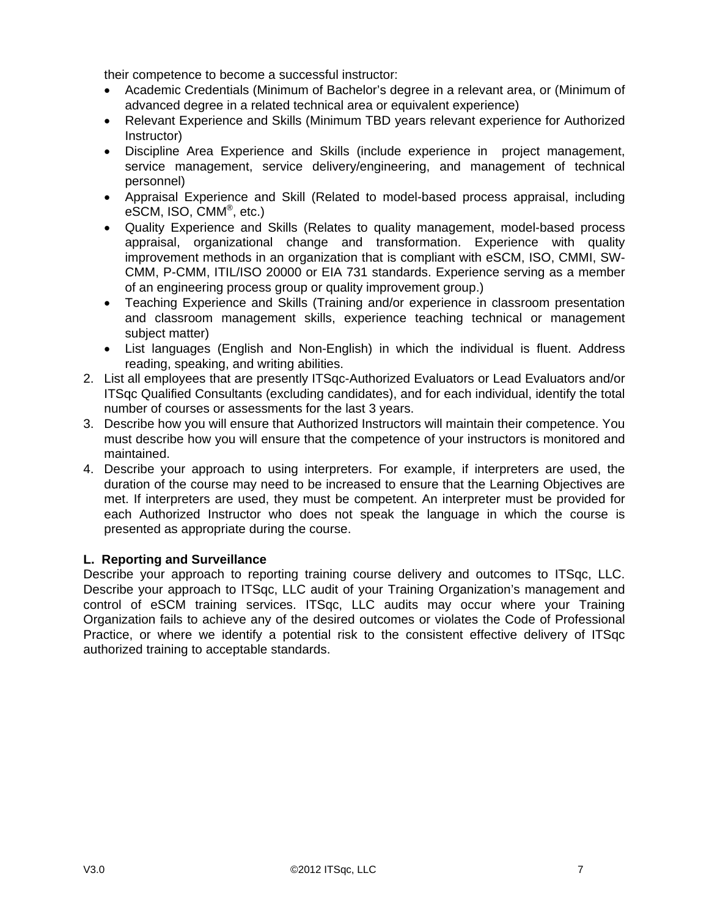their competence to become a successful instructor:

- Academic Credentials (Minimum of Bachelor's degree in a relevant area, or (Minimum of advanced degree in a related technical area or equivalent experience)
- Relevant Experience and Skills (Minimum TBD years relevant experience for Authorized Instructor)
- Discipline Area Experience and Skills (include experience in project management, service management, service delivery/engineering, and management of technical personnel)
- Appraisal Experience and Skill (Related to model-based process appraisal, including eSCM, ISO, CMM®, etc.)
- Quality Experience and Skills (Relates to quality management, model-based process appraisal, organizational change and transformation. Experience with quality improvement methods in an organization that is compliant with eSCM, ISO, CMMI, SW-CMM, P-CMM, ITIL/ISO 20000 or EIA 731 standards. Experience serving as a member of an engineering process group or quality improvement group.)
- Teaching Experience and Skills (Training and/or experience in classroom presentation and classroom management skills, experience teaching technical or management subject matter)
- List languages (English and Non-English) in which the individual is fluent. Address reading, speaking, and writing abilities.

2. List all employees that are presently ITSqc-Authorized Evaluators or Lead Evaluators and/or ITSqc Qualified Consultants (excluding candidates), and for each individual, identify the total number of courses or assessments for the last 3 years.
3. Describe how you will ensure that Authorized Instructors will maintain their competence. You must describe how you will ensure that the competence of your instructors is monitored and maintained.
4. Describe your approach to using interpreters. For example, if interpreters are used, the duration of the course may need to be increased to ensure that the Learning Objectives are met. If interpreters are used, they must be competent. An interpreter must be provided for each Authorized Instructor who does not speak the language in which the course is presented as appropriate during the course.

**L. Reporting and Surveillance**

Describe your approach to reporting training course delivery and outcomes to ITSqc, LLC. Describe your approach to ITSqc, LLC audit of your Training Organization's management and control of eSCM training services. ITSqc, LLC audits may occur where your Training Organization fails to achieve any of the desired outcomes or violates the Code of Professional Practice, or where we identify a potential risk to the consistent effective delivery of ITSqc authorized training to acceptable standards.